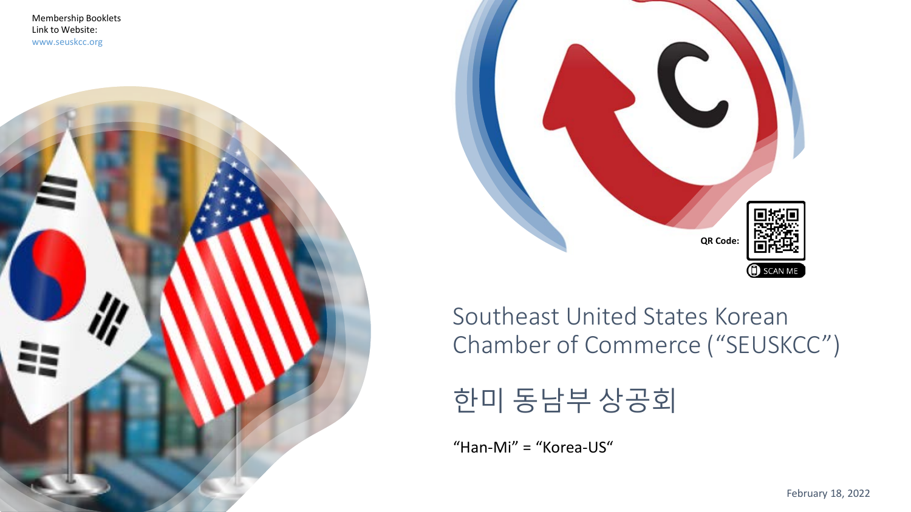Membership Booklets
Link to Website:
www.seuskcc.org

QR Code:

SCAN ME

# Southeast United States Korean Chamber of Commerce (“SEUSKCC”)

# 한미 동남부 상공회

“Han-Mi” = “Korea-US“

February 18, 2022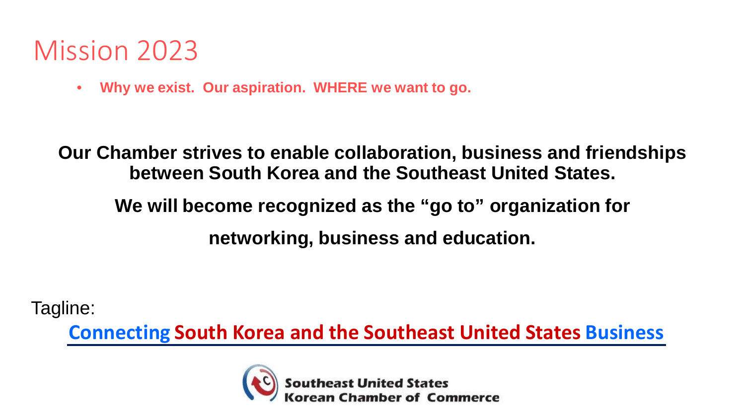# Mission 2023

- **Why we exist. Our aspiration. WHERE we want to go.**

**Our Chamber strives to enable collaboration, business and friendships between South Korea and the Southeast United States.**

**We will become recognized as the "go to" organization for**

**networking, business and education.**

Tagline:

**Connecting South Korea and the Southeast United States Business**

Southeast United States Korean Chamber of Commerce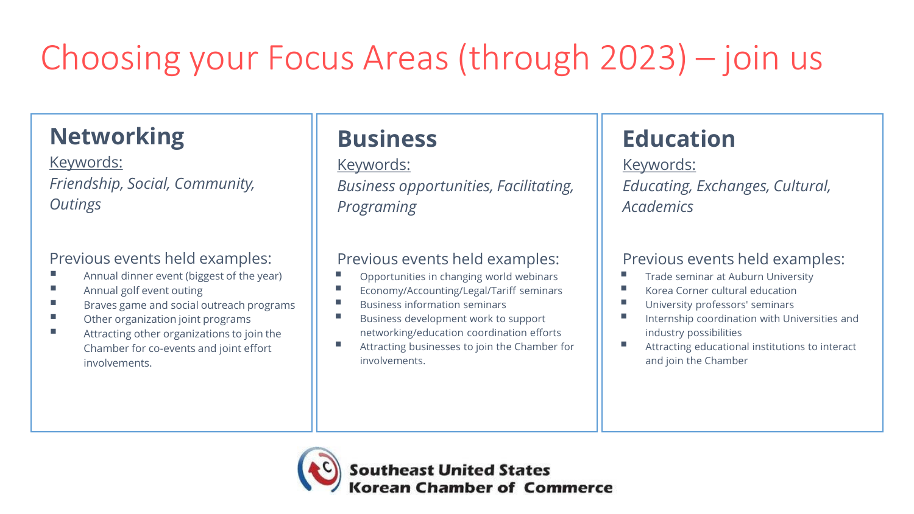# Choosing your Focus Areas (through 2023) – join us

## Networking

Keywords:

*Friendship, Social, Community, Outings*

Previous events held examples:

- Annual dinner event (biggest of the year)
- Annual golf event outing
- Braves game and social outreach programs
- Other organization joint programs
- Attracting other organizations to join the Chamber for co-events and joint effort involvements.

## Business

Keywords:

*Business opportunities, Facilitating, Programing*

Previous events held examples:

- Opportunities in changing world webinars
- Economy/Accounting/Legal/Tariff seminars
- Business information seminars
- Business development work to support networking/education coordination efforts
- Attracting businesses to join the Chamber for involvements.

## Education

Keywords:

*Educating, Exchanges, Cultural, Academics*

Previous events held examples:

- Trade seminar at Auburn University
- Korea Corner cultural education
- University professors' seminars
- Internship coordination with Universities and industry possibilities
- Attracting educational institutions to interact and join the Chamber

Southeast United States Korean Chamber of Commerce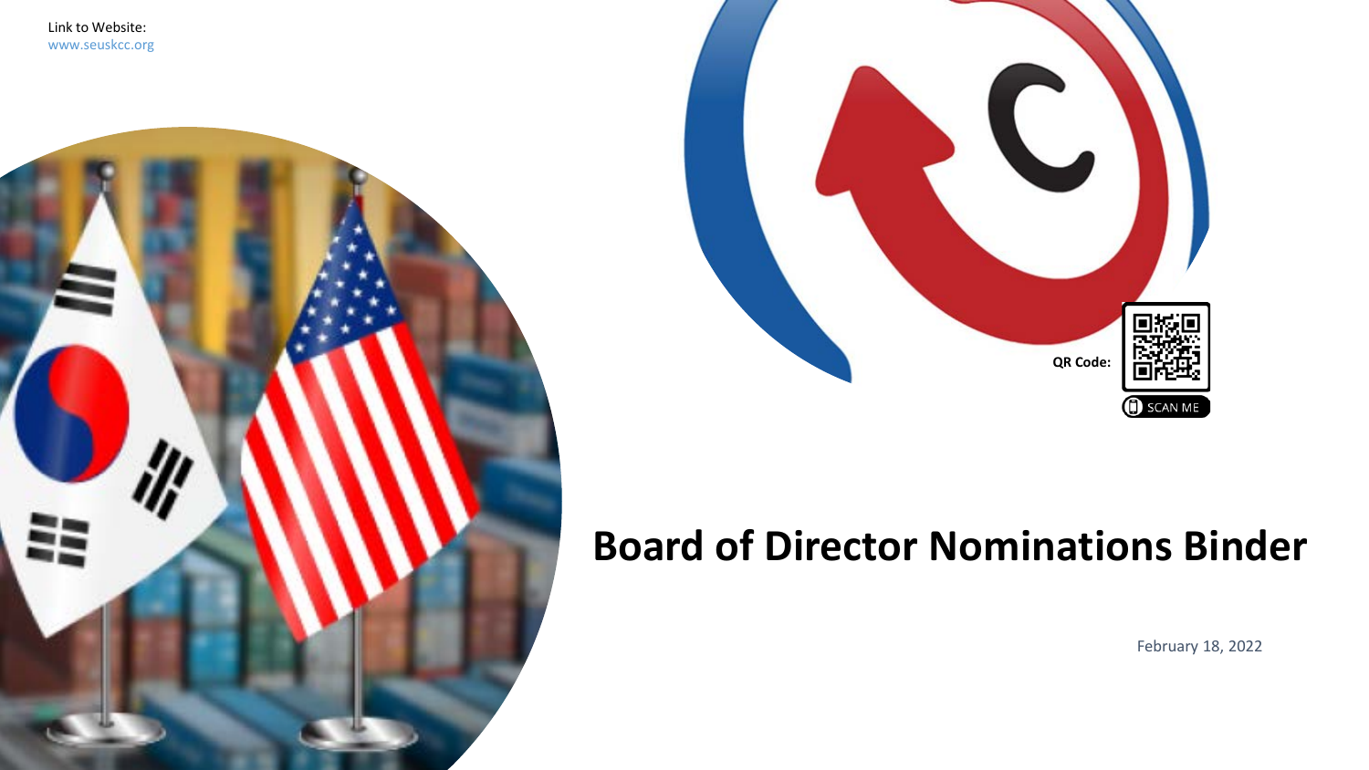Link to Website:
www.seuskcc.org

QR Code:

SCAN ME

# Board of Director Nominations Binder

February 18, 2022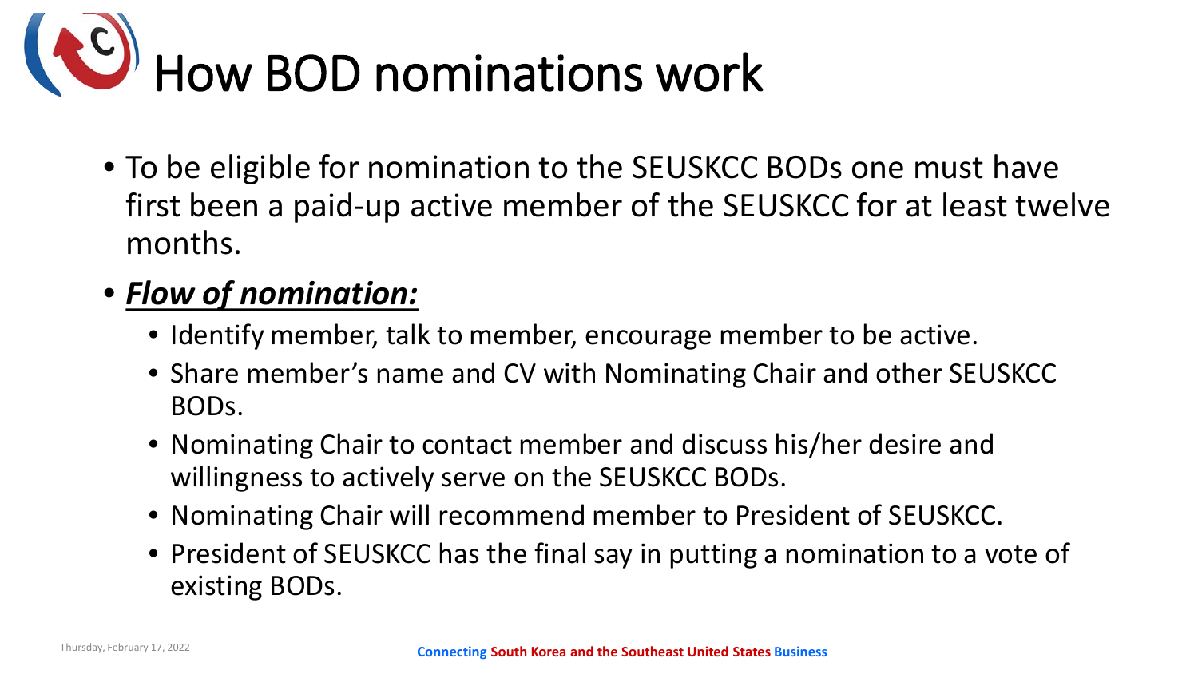# How BOD nominations work

- To be eligible for nomination to the SEUSKCC BODs one must have first been a paid-up active member of the SEUSKCC for at least twelve months.
- ***<u>Flow of nomination:</u>***
  - Identify member, talk to member, encourage member to be active.
  - Share member's name and CV with Nominating Chair and other SEUSKCC BODs.
  - Nominating Chair to contact member and discuss his/her desire and willingness to actively serve on the SEUSKCC BODs.
  - Nominating Chair will recommend member to President of SEUSKCC.
  - President of SEUSKCC has the final say in putting a nomination to a vote of existing BODs.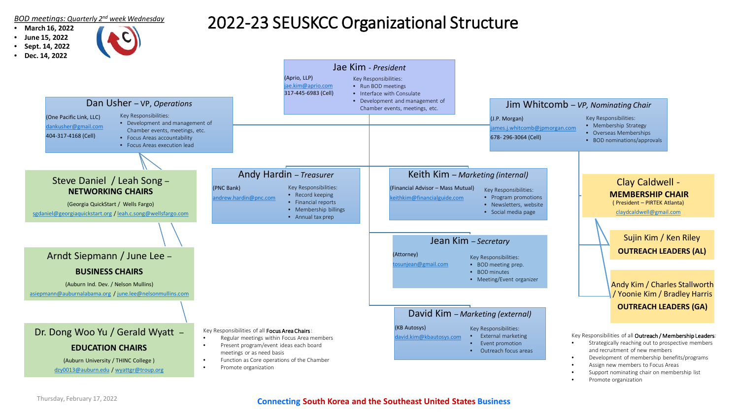# 2022-23 SEUSKCC Organizational Structure

*BOD meetings: Quarterly 2nd week Wednesday*

- March 16, 2022
- June 15, 2022
- Sept. 14, 2022
- Dec. 14, 2022

## Jae Kim - *President*

(Aprio, LLP)
jae.kim@aprio.com
317-445-6983 (Cell)

Key Responsibilities:

- Run BOD meetings
- Interface with Consulate
- Development and management of Chamber events, meetings, etc.

## Dan Usher – VP, *Operations*

(One Pacific Link, LLC)
dankusher@gmail.com
404-317-4168 (Cell)

Key Responsibilities:

- Development and management of Chamber events, meetings, etc.
- Focus Areas accountability
- Focus Areas execution lead

## Jim Whitcomb – *VP, Nominating Chair*

(J.P. Morgan)
james.j.whitcomb@jpmorgan.com
678- 296-3064 (Cell)

Key Responsibilities:

- Membership Strategy
- Overseas Memberships
- BOD nominations/approvals

## Steve Daniel / Leah Song – NETWORKING CHAIRS

(Georgia QuickStart / Wells Fargo)
sgdaniel@georgiaquickstart.org / leah.c.song@wellsfargo.com

## Arndt Siepmann / June Lee – BUSINESS CHAIRS

(Auburn Ind. Dev. / Nelson Mullins)
asiepmann@auburnalabama.org / june.lee@nelsonmullins.com

## Dr. Dong Woo Yu / Gerald Wyatt – EDUCATION CHAIRS

(Auburn University / THINC College )
dzy0013@auburn.edu / wyattgr@troup.org

Key Responsibilities of all **Focus Area Chairs**:

- Regular meetings within Focus Area members
- Present program/event ideas each board meetings or as need basis
- Function as Core operations of the Chamber
- Promote organization

## Andy Hardin – *Treasurer*

(PNC Bank)
andrew.hardin@pnc.com

Key Responsibilities:

- Record keeping
- Financial reports
- Membership billings
- Annual tax prep

## Keith Kim – *Marketing (internal)*

(Financial Advisor – Mass Mutual)
keithkim@financialguide.com

Key Responsibilities:

- Program promotions
- Newsletters, website
- Social media page

## Jean Kim – *Secretary*

(Attorney)
tosunjean@gmail.com

Key Responsibilities:

- BOD meeting prep.
- BOD minutes
- Meeting/Event organizer

## David Kim – *Marketing (external)*

(KB Autosys)
david.kim@kbautosys.com

Key Responsibilities:

- External marketing
- Event promotion
- Outreach focus areas

## Clay Caldwell - MEMBERSHIP CHAIR

( President – PIRTEK Atlanta)
claydcaldwell@gmail.com

## Sujin Kim / Ken Riley – OUTREACH LEADERS (AL)

## Andy Kim / Charles Stallworth / Yoonie Kim / Bradley Harris – OUTREACH LEADERS (GA)

Key Responsibilities of all **Outreach / Membership Leaders**:

- Strategically reaching out to prospective members and recruitment of new members
- Development of membership benefits/programs
- Assign new members to Focus Areas
- Support nominating chair on membership list
- Promote organization

Thursday, February 17, 2022

**Connecting South Korea and the Southeast United States Business**